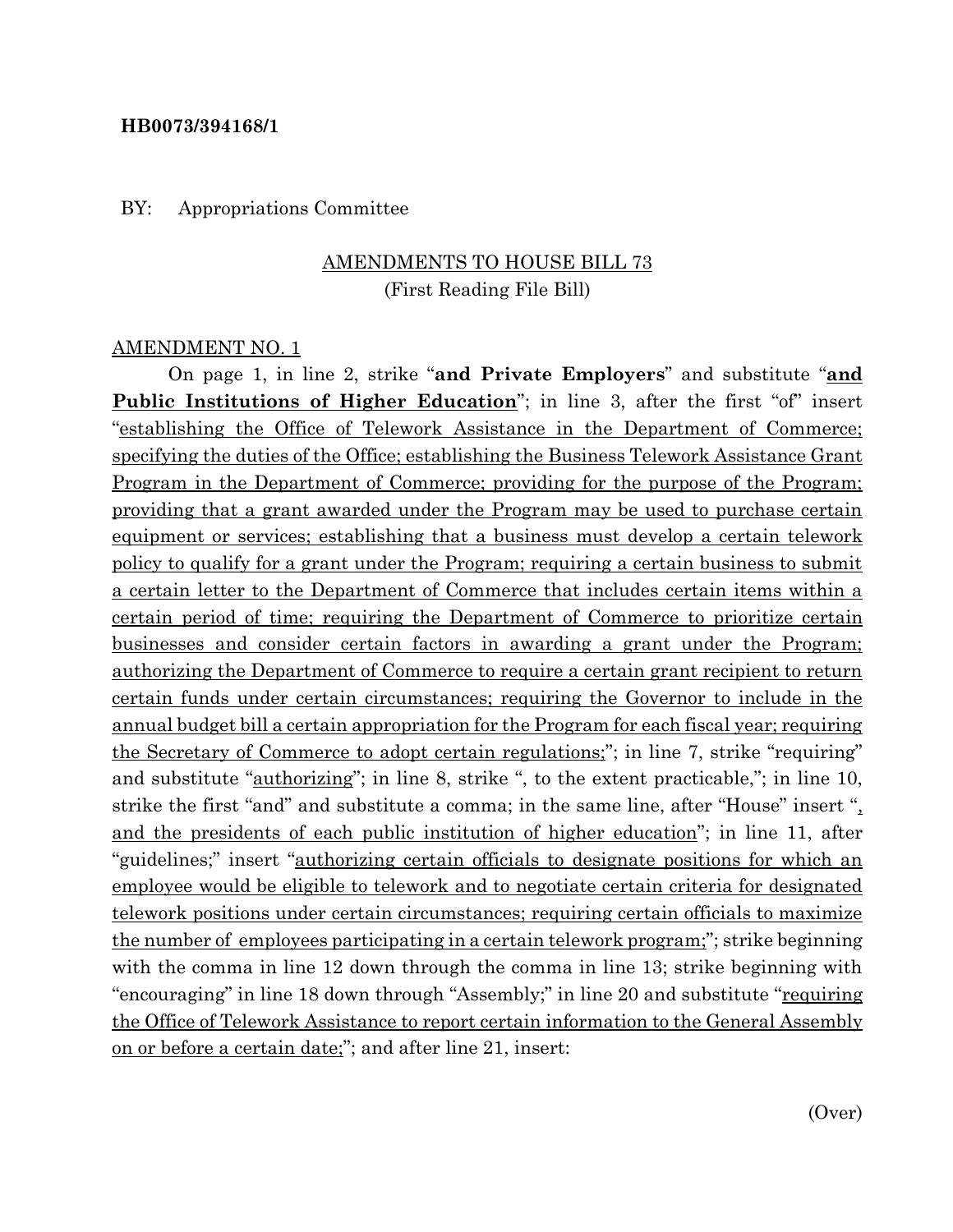**HB0073/394168/1**

BY: Appropriations Committee

AMENDMENTS TO HOUSE BILL 73
(First Reading File Bill)

AMENDMENT NO. 1

On page 1, in line 2, strike "**and Private Employers**" and substitute "**and Public Institutions of Higher Education**"; in line 3, after the first "of" insert "establishing the Office of Telework Assistance in the Department of Commerce; specifying the duties of the Office; establishing the Business Telework Assistance Grant Program in the Department of Commerce; providing for the purpose of the Program; providing that a grant awarded under the Program may be used to purchase certain equipment or services; establishing that a business must develop a certain telework policy to qualify for a grant under the Program; requiring a certain business to submit a certain letter to the Department of Commerce that includes certain items within a certain period of time; requiring the Department of Commerce to prioritize certain businesses and consider certain factors in awarding a grant under the Program; authorizing the Department of Commerce to require a certain grant recipient to return certain funds under certain circumstances; requiring the Governor to include in the annual budget bill a certain appropriation for the Program for each fiscal year; requiring the Secretary of Commerce to adopt certain regulations;"; in line 7, strike "requiring" and substitute "authorizing"; in line 8, strike ", to the extent practicable,"; in line 10, strike the first "and" and substitute a comma; in the same line, after "House" insert ", and the presidents of each public institution of higher education"; in line 11, after "guidelines;" insert "authorizing certain officials to designate positions for which an employee would be eligible to telework and to negotiate certain criteria for designated telework positions under certain circumstances; requiring certain officials to maximize the number of employees participating in a certain telework program;"; strike beginning with the comma in line 12 down through the comma in line 13; strike beginning with "encouraging" in line 18 down through "Assembly;" in line 20 and substitute "requiring the Office of Telework Assistance to report certain information to the General Assembly on or before a certain date;"; and after line 21, insert:

(Over)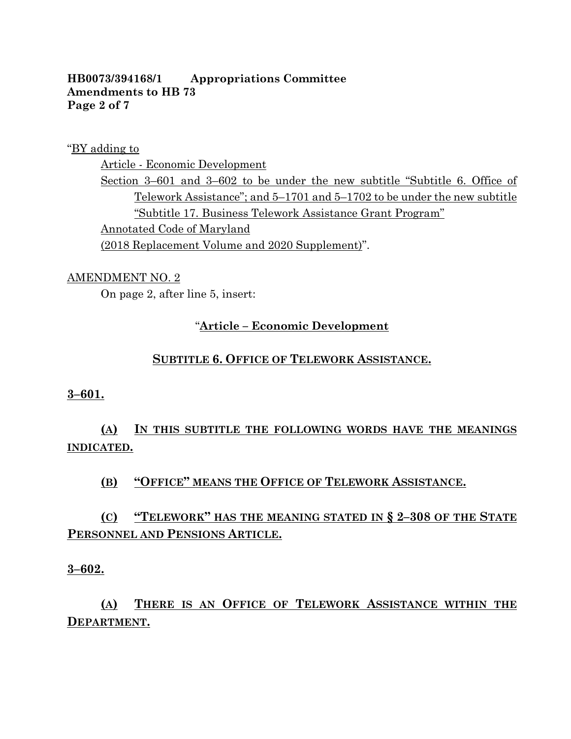“BY adding to

Article - Economic Development

Section 3–601 and 3–602 to be under the new subtitle “Subtitle 6. Office of Telework Assistance”; and 5–1701 and 5–1702 to be under the new subtitle “Subtitle 17. Business Telework Assistance Grant Program”

Annotated Code of Maryland

(2018 Replacement Volume and 2020 Supplement)”.

AMENDMENT NO. 2

On page 2, after line 5, insert:

“**Article – Economic Development**

**SUBTITLE 6. OFFICE OF TELEWORK ASSISTANCE.**

**3–601.**

**(A) IN THIS SUBTITLE THE FOLLOWING WORDS HAVE THE MEANINGS INDICATED.**

**(B) “OFFICE” MEANS THE OFFICE OF TELEWORK ASSISTANCE.**

**(C) “TELEWORK” HAS THE MEANING STATED IN § 2–308 OF THE STATE PERSONNEL AND PENSIONS ARTICLE.**

**3–602.**

**(A) THERE IS AN OFFICE OF TELEWORK ASSISTANCE WITHIN THE DEPARTMENT.**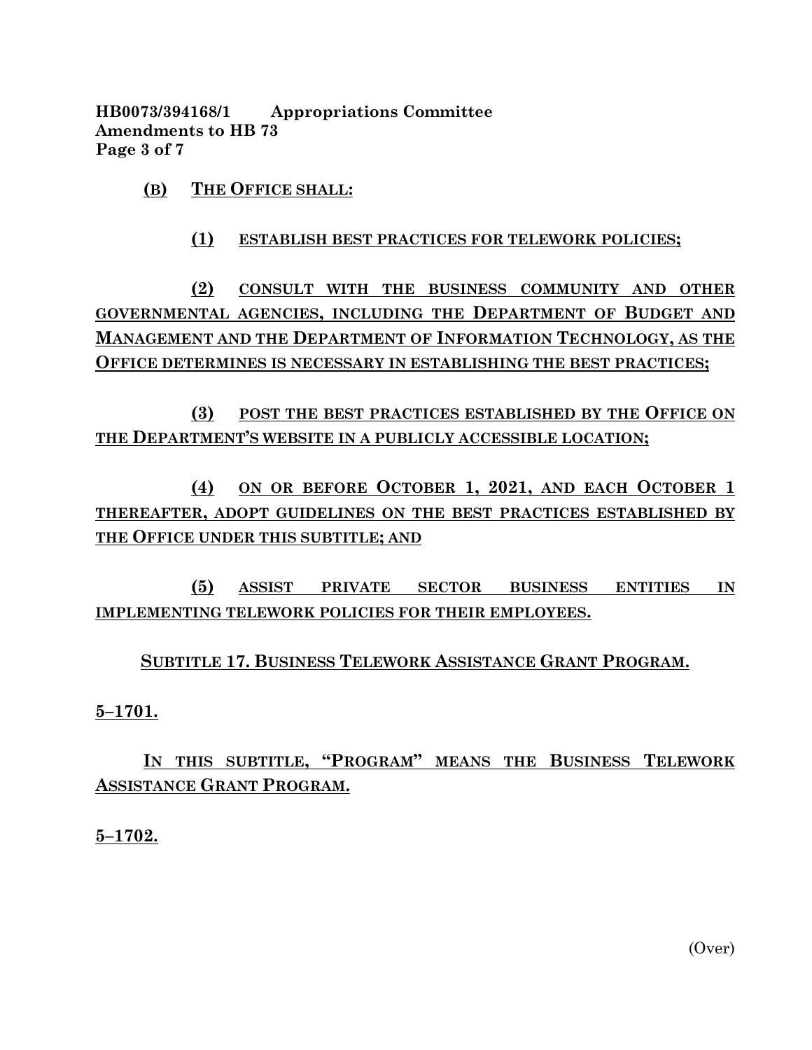**(B)** **THE OFFICE SHALL:**

**(1)** **ESTABLISH BEST PRACTICES FOR TELEWORK POLICIES;**

**(2)** **CONSULT WITH THE BUSINESS COMMUNITY AND OTHER GOVERNMENTAL AGENCIES, INCLUDING THE DEPARTMENT OF BUDGET AND MANAGEMENT AND THE DEPARTMENT OF INFORMATION TECHNOLOGY, AS THE OFFICE DETERMINES IS NECESSARY IN ESTABLISHING THE BEST PRACTICES;**

**(3)** **POST THE BEST PRACTICES ESTABLISHED BY THE OFFICE ON THE DEPARTMENT'S WEBSITE IN A PUBLICLY ACCESSIBLE LOCATION;**

**(4)** **ON OR BEFORE OCTOBER 1, 2021, AND EACH OCTOBER 1 THEREAFTER, ADOPT GUIDELINES ON THE BEST PRACTICES ESTABLISHED BY THE OFFICE UNDER THIS SUBTITLE; AND**

**(5)** **ASSIST PRIVATE SECTOR BUSINESS ENTITIES IN IMPLEMENTING TELEWORK POLICIES FOR THEIR EMPLOYEES.**

**SUBTITLE 17. BUSINESS TELEWORK ASSISTANCE GRANT PROGRAM.**

**5–1701.**

**IN THIS SUBTITLE, "PROGRAM" MEANS THE BUSINESS TELEWORK ASSISTANCE GRANT PROGRAM.**

**5–1702.**

(Over)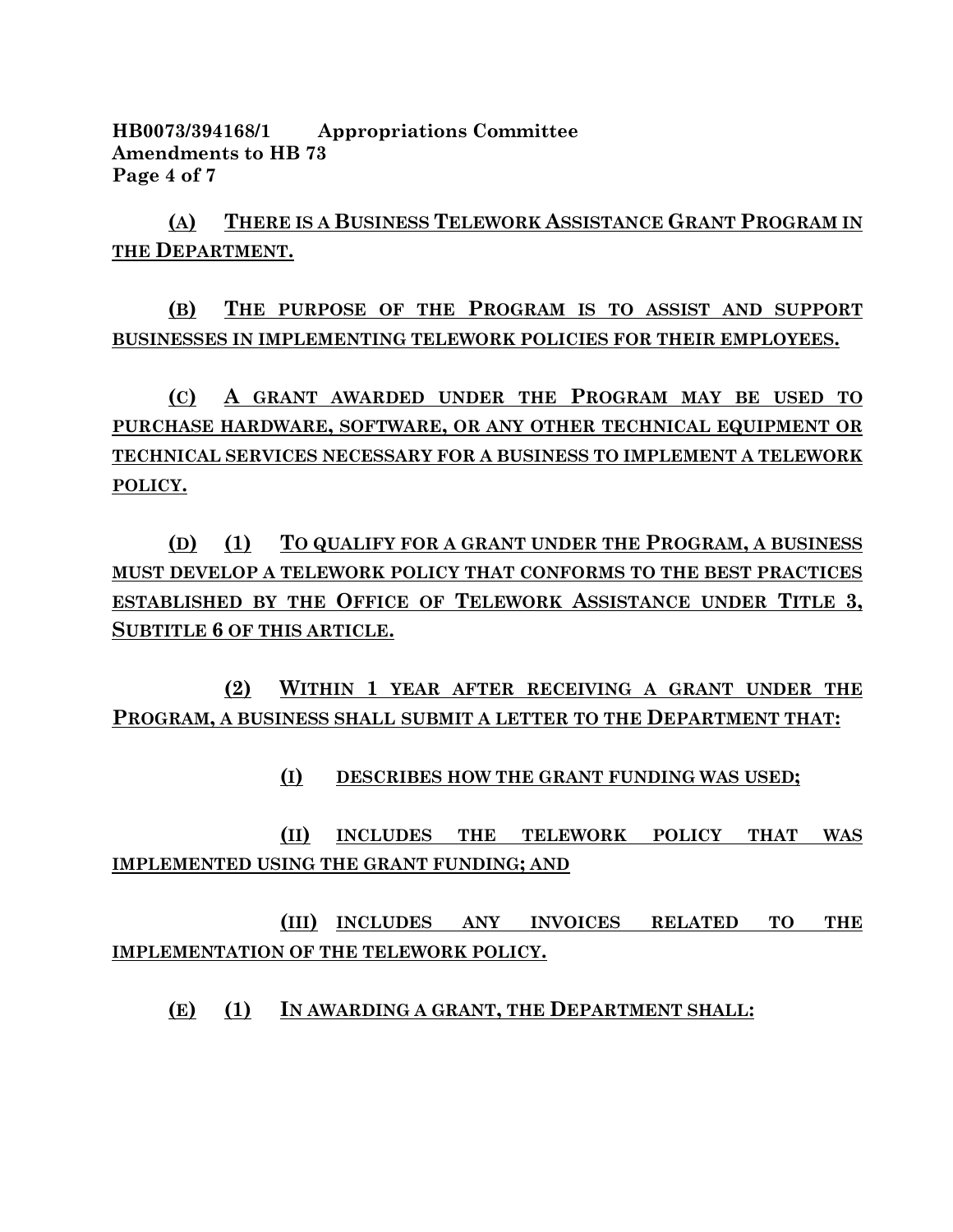**(A) THERE IS A BUSINESS TELEWORK ASSISTANCE GRANT PROGRAM IN THE DEPARTMENT.**

**(B) THE PURPOSE OF THE PROGRAM IS TO ASSIST AND SUPPORT BUSINESSES IN IMPLEMENTING TELEWORK POLICIES FOR THEIR EMPLOYEES.**

**(C) A GRANT AWARDED UNDER THE PROGRAM MAY BE USED TO PURCHASE HARDWARE, SOFTWARE, OR ANY OTHER TECHNICAL EQUIPMENT OR TECHNICAL SERVICES NECESSARY FOR A BUSINESS TO IMPLEMENT A TELEWORK POLICY.**

**(D) (1) TO QUALIFY FOR A GRANT UNDER THE PROGRAM, A BUSINESS MUST DEVELOP A TELEWORK POLICY THAT CONFORMS TO THE BEST PRACTICES ESTABLISHED BY THE OFFICE OF TELEWORK ASSISTANCE UNDER TITLE 3, SUBTITLE 6 OF THIS ARTICLE.**

**(2) WITHIN 1 YEAR AFTER RECEIVING A GRANT UNDER THE PROGRAM, A BUSINESS SHALL SUBMIT A LETTER TO THE DEPARTMENT THAT:**

**(I) DESCRIBES HOW THE GRANT FUNDING WAS USED;**

**(II) INCLUDES THE TELEWORK POLICY THAT WAS IMPLEMENTED USING THE GRANT FUNDING; AND**

**(III) INCLUDES ANY INVOICES RELATED TO THE IMPLEMENTATION OF THE TELEWORK POLICY.**

**(E) (1) IN AWARDING A GRANT, THE DEPARTMENT SHALL:**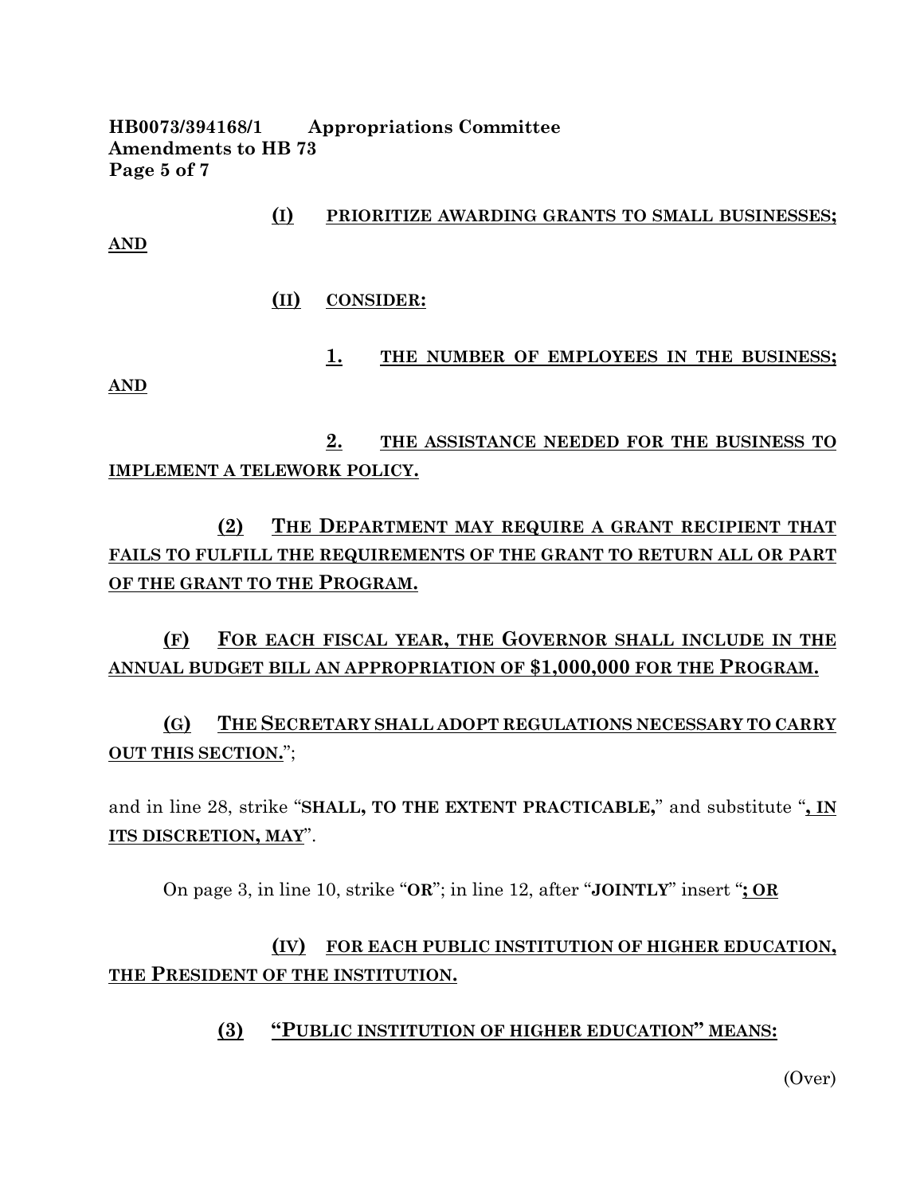(I) PRIORITIZE AWARDING GRANTS TO SMALL BUSINESSES; AND

(II) CONSIDER:

1. THE NUMBER OF EMPLOYEES IN THE BUSINESS; AND

2. THE ASSISTANCE NEEDED FOR THE BUSINESS TO IMPLEMENT A TELEWORK POLICY.

(2) THE DEPARTMENT MAY REQUIRE A GRANT RECIPIENT THAT FAILS TO FULFILL THE REQUIREMENTS OF THE GRANT TO RETURN ALL OR PART OF THE GRANT TO THE PROGRAM.

(F) FOR EACH FISCAL YEAR, THE GOVERNOR SHALL INCLUDE IN THE ANNUAL BUDGET BILL AN APPROPRIATION OF $1,000,000 FOR THE PROGRAM.

(G) THE SECRETARY SHALL ADOPT REGULATIONS NECESSARY TO CARRY OUT THIS SECTION.";

and in line 28, strike "**SHALL, TO THE EXTENT PRACTICABLE,**" and substitute "**, IN ITS DISCRETION, MAY**".

On page 3, in line 10, strike "**OR**"; in line 12, after "**JOINTLY**" insert "**; OR**

(IV) FOR EACH PUBLIC INSTITUTION OF HIGHER EDUCATION, THE PRESIDENT OF THE INSTITUTION.

(3) "PUBLIC INSTITUTION OF HIGHER EDUCATION" MEANS:

(Over)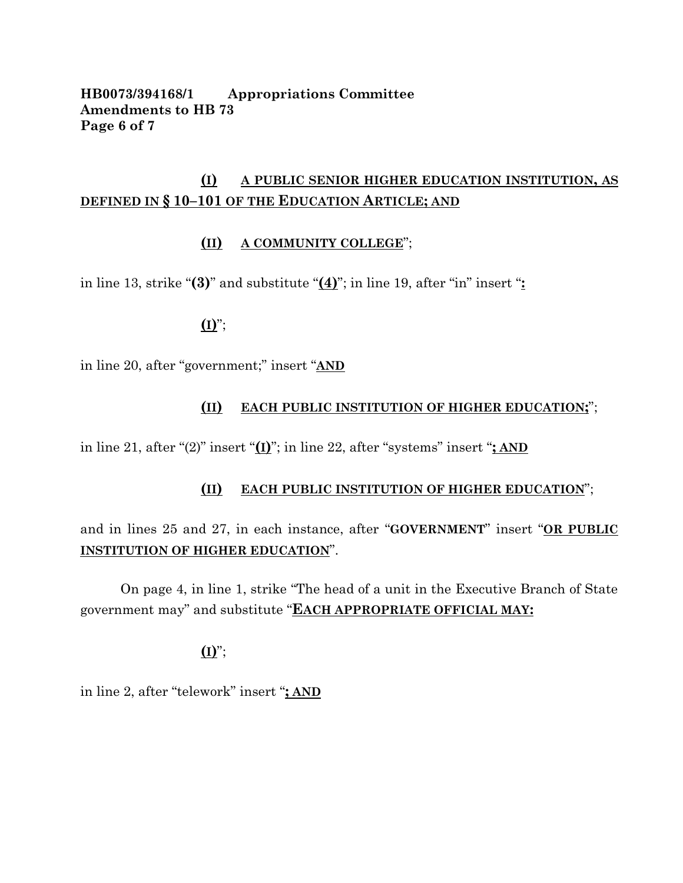**(I) A PUBLIC SENIOR HIGHER EDUCATION INSTITUTION, AS DEFINED IN § 10–101 OF THE EDUCATION ARTICLE; AND**

**(II) A COMMUNITY COLLEGE**";

in line 13, strike "**(3)**" and substitute "**(4)**"; in line 19, after "in" insert "**:**

**(I)**";

in line 20, after "government;" insert "**AND**

**(II) EACH PUBLIC INSTITUTION OF HIGHER EDUCATION;**";

in line 21, after "(2)" insert "**(I)**"; in line 22, after "systems" insert "**; AND**

**(II) EACH PUBLIC INSTITUTION OF HIGHER EDUCATION**";

and in lines 25 and 27, in each instance, after "**GOVERNMENT**" insert "**OR PUBLIC INSTITUTION OF HIGHER EDUCATION**".

On page 4, in line 1, strike "The head of a unit in the Executive Branch of State government may" and substitute "**EACH APPROPRIATE OFFICIAL MAY:**

**(I)**";

in line 2, after "telework" insert "**; AND**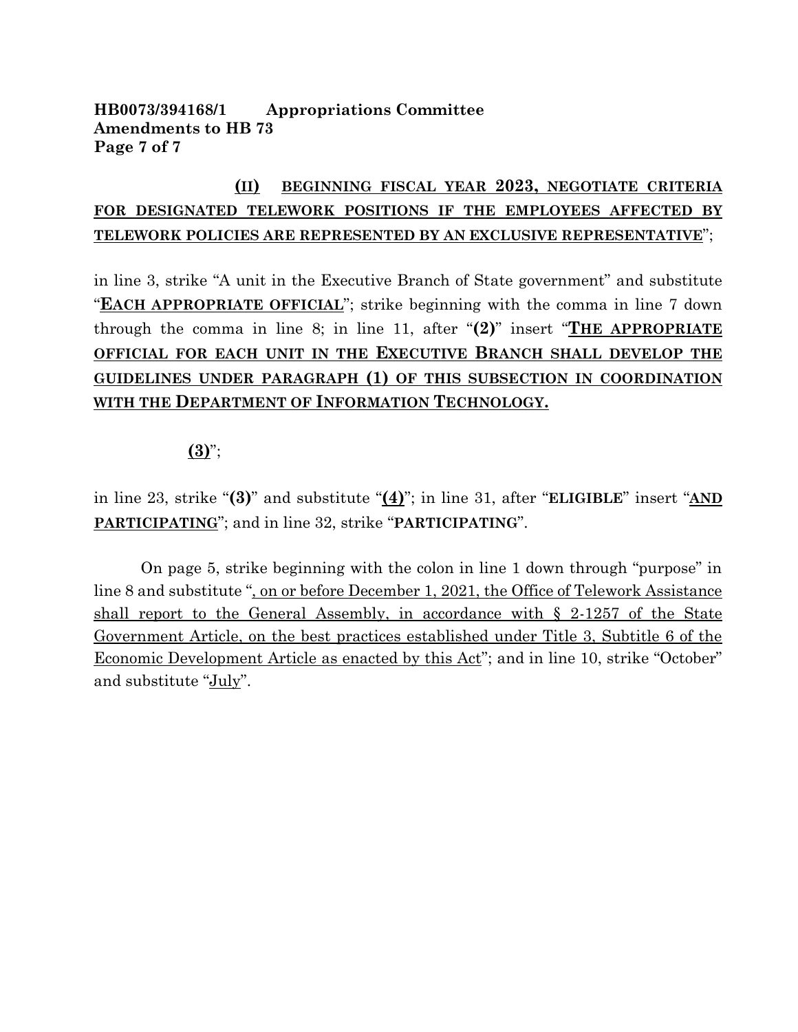**HB0073/394168/1 Appropriations Committee**
**Amendments to HB 73**

**(II)** BEGINNING FISCAL YEAR 2023, NEGOTIATE CRITERIA FOR DESIGNATED TELEWORK POSITIONS IF THE EMPLOYEES AFFECTED BY TELEWORK POLICIES ARE REPRESENTED BY AN EXCLUSIVE REPRESENTATIVE";

in line 3, strike "A unit in the Executive Branch of State government" and substitute "EACH APPROPRIATE OFFICIAL"; strike beginning with the comma in line 7 down through the comma in line 8; in line 11, after "**(2)**" insert "THE APPROPRIATE OFFICIAL FOR EACH UNIT IN THE EXECUTIVE BRANCH SHALL DEVELOP THE GUIDELINES UNDER PARAGRAPH (1) OF THIS SUBSECTION IN COORDINATION WITH THE DEPARTMENT OF INFORMATION TECHNOLOGY.

**(3)**";

in line 23, strike "**(3)**" and substitute "**(4)**"; in line 31, after "**ELIGIBLE**" insert "AND PARTICIPATING"; and in line 32, strike "**PARTICIPATING**".

On page 5, strike beginning with the colon in line 1 down through "purpose" in line 8 and substitute ", on or before December 1, 2021, the Office of Telework Assistance shall report to the General Assembly, in accordance with § 2-1257 of the State Government Article, on the best practices established under Title 3, Subtitle 6 of the Economic Development Article as enacted by this Act"; and in line 10, strike "October" and substitute "July".